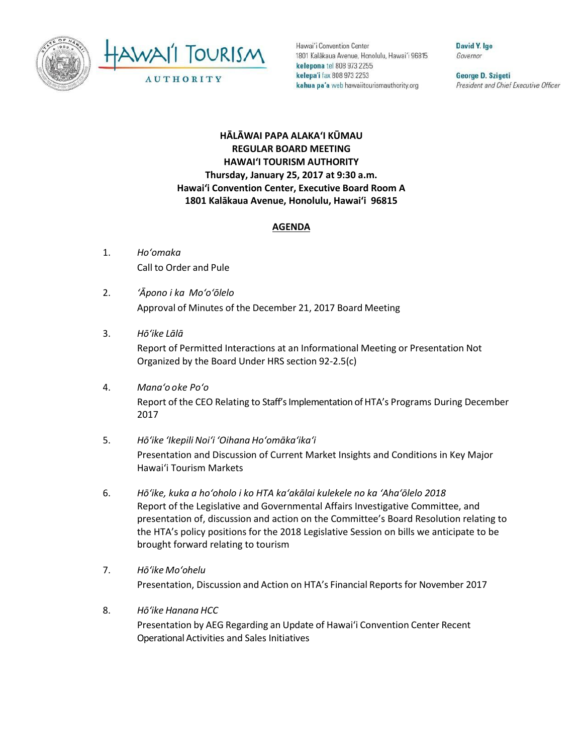Hawaiʻi Convention Center
1801 Kalākaua Avenue, Honolulu, Hawaiʻi 96815
**kelepona** tel 808 973 2255
**kelepaʻi** fax 808 973 2253
**kahua paʻa** web hawaiitourismauthority.org

**David Y. Ige**
*Governor*

**George D. Szigeti**
*President and Chief Executive Officer*

# HĀLĀWAI PAPA ALAKAʻI KŪMAU
# REGULAR BOARD MEETING
# HAWAIʻI TOURISM AUTHORITY

**Thursday, January 25, 2017 at 9:30 a.m.**
**Hawaiʻi Convention Center, Executive Board Room A**
**1801 Kalākaua Avenue, Honolulu, Hawaiʻi 96815**

## AGENDA

1. *Hoʻomaka*
   Call to Order and Pule

2. *ʻĀpono i ka Moʻoʻōlelo*
   Approval of Minutes of the December 21, 2017 Board Meeting

3. *Hōʻike Lālā*
   Report of Permitted Interactions at an Informational Meeting or Presentation Not Organized by the Board Under HRS section 92-2.5(c)

4. *Manaʻo oke Poʻo*
   Report of the CEO Relating to Staff's Implementation of HTA's Programs During December 2017

5. *Hōʻike ʻIkepili Noiʻi ʻOihana Hoʻomākaʻikaʻi*
   Presentation and Discussion of Current Market Insights and Conditions in Key Major Hawaiʻi Tourism Markets

6. *Hōʻike, kuka a hoʻoholo i ko HTA kaʻakālai kulekele no ka ʻAhaʻōlelo 2018*
   Report of the Legislative and Governmental Affairs Investigative Committee, and presentation of, discussion and action on the Committee's Board Resolution relating to the HTA's policy positions for the 2018 Legislative Session on bills we anticipate to be brought forward relating to tourism

7. *Hōʻike Moʻohelu*
   Presentation, Discussion and Action on HTA's Financial Reports for November 2017

8. *Hōʻike Hanana HCC*
   Presentation by AEG Regarding an Update of Hawaiʻi Convention Center Recent Operational Activities and Sales Initiatives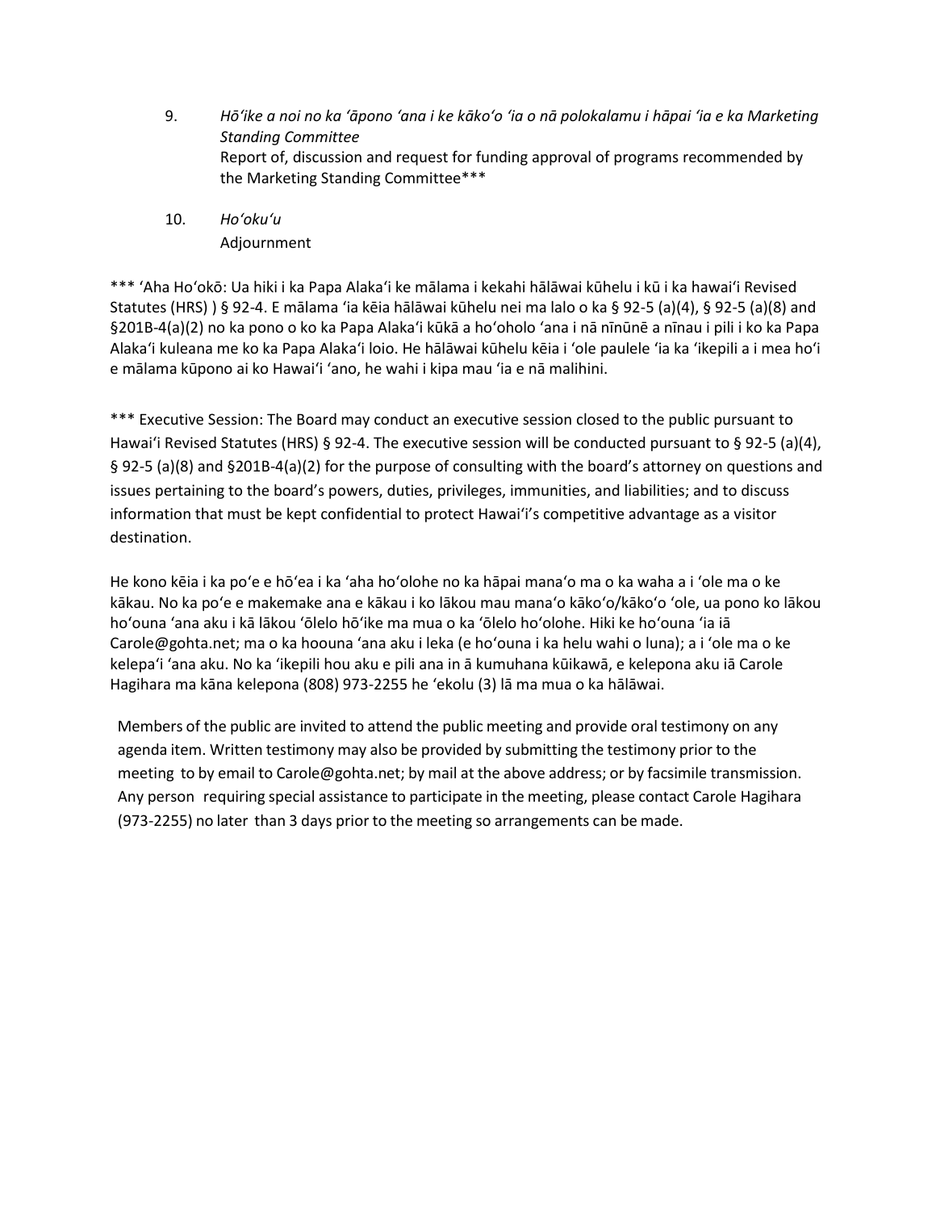9. *Hōʻike a noi no ka ʻāpono ʻana i ke kākoʻo ʻia o nā polokalamu i hāpai ʻia e ka Marketing Standing Committee*
   Report of, discussion and request for funding approval of programs recommended by the Marketing Standing Committee***

10. *Hoʻokuʻu*
    Adjournment

*** ʻAha Hoʻokō: Ua hiki i ka Papa Alakaʻi ke mālama i kekahi hālāwai kūhelu i kū i ka hawaiʻi Revised Statutes (HRS) ) § 92-4. E mālama ʻia kēia hālāwai kūhelu nei ma lalo o ka § 92-5 (a)(4), § 92-5 (a)(8) and §201B-4(a)(2) no ka pono o ko ka Papa Alakaʻi kūkā a hoʻoholo ʻana i nā nīnūnē a nīnau i pili i ko ka Papa Alakaʻi kuleana me ko ka Papa Alakaʻi loio. He hālāwai kūhelu kēia i ʻole paulele ʻia ka ʻikepili a i mea hoʻi e mālama kūpono ai ko Hawaiʻi ʻano, he wahi i kipa mau ʻia e nā malihini.

*** Executive Session: The Board may conduct an executive session closed to the public pursuant to Hawaiʻi Revised Statutes (HRS) § 92-4. The executive session will be conducted pursuant to § 92-5 (a)(4), § 92-5 (a)(8) and §201B-4(a)(2) for the purpose of consulting with the board's attorney on questions and issues pertaining to the board's powers, duties, privileges, immunities, and liabilities; and to discuss information that must be kept confidential to protect Hawaiʻi's competitive advantage as a visitor destination.

He kono kēia i ka poʻe e hōʻea i ka ʻaha hoʻolohe no ka hāpai manaʻo ma o ka waha a i ʻole ma o ke kākau. No ka poʻe e makemake ana e kākau i ko lākou mau manaʻo kākoʻo/kākoʻo ʻole, ua pono ko lākou hoʻouna ʻana aku i kā lākou ʻōlelo hōʻike ma mua o ka ʻōlelo hoʻolohe. Hiki ke hoʻouna ʻia iā Carole@gohta.net; ma o ka hoouna ʻana aku i leka (e hoʻouna i ka helu wahi o luna); a i ʻole ma o ke kelepaʻi ʻana aku. No ka ʻikepili hou aku e pili ana in ā kumuhana kūikawā, e kelepona aku iā Carole Hagihara ma kāna kelepona (808) 973-2255 he ʻekolu (3) lā ma mua o ka hālāwai.

Members of the public are invited to attend the public meeting and provide oral testimony on any agenda item. Written testimony may also be provided by submitting the testimony prior to the meeting to by email to Carole@gohta.net; by mail at the above address; or by facsimile transmission. Any person requiring special assistance to participate in the meeting, please contact Carole Hagihara (973-2255) no later than 3 days prior to the meeting so arrangements can be made.